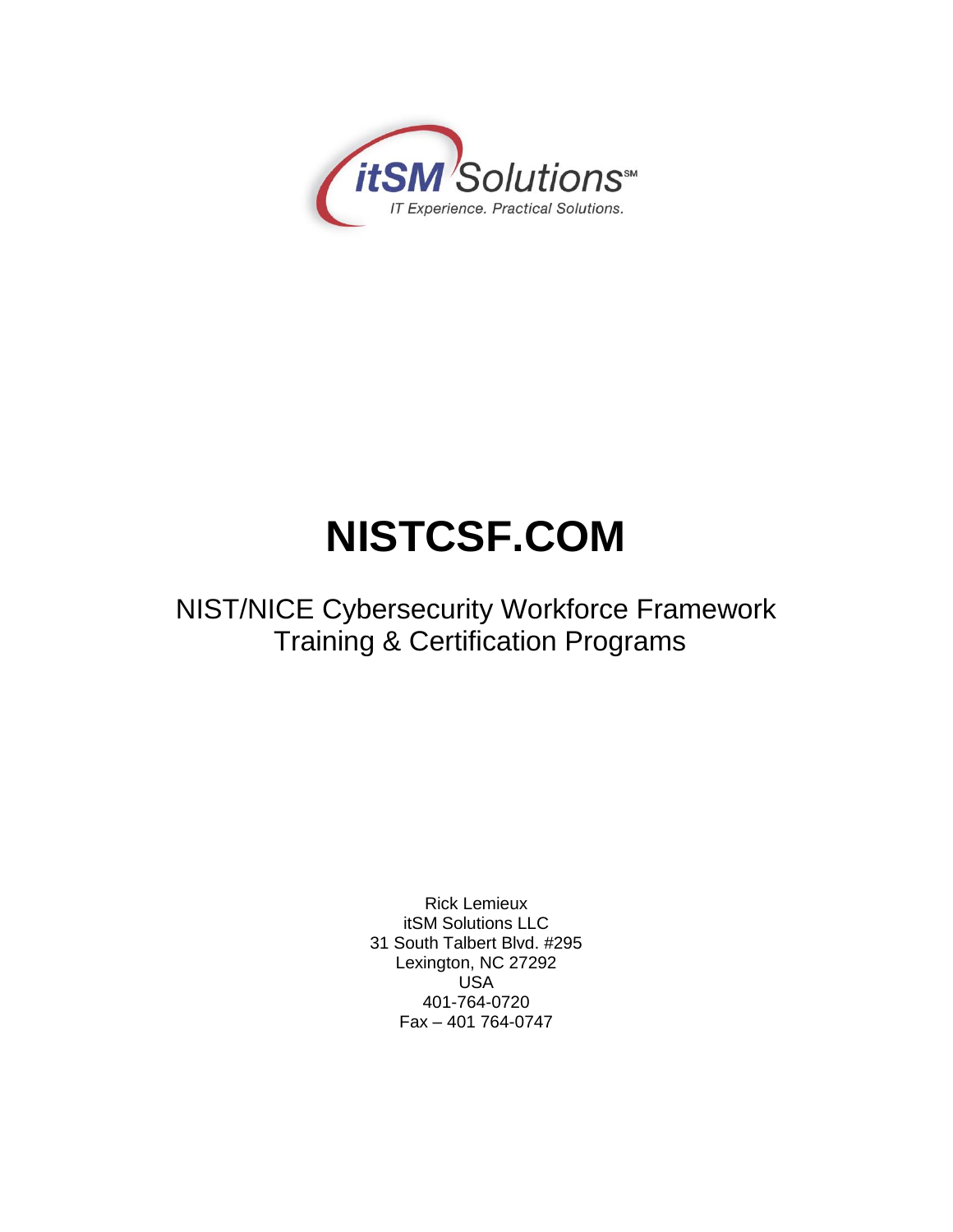itSM Solutions℠

IT Experience. Practical Solutions.

# NISTCSF.COM

## NIST/NICE Cybersecurity Workforce Framework Training & Certification Programs

Rick Lemieux
itSM Solutions LLC
31 South Talbert Blvd. #295
Lexington, NC 27292
USA
401-764-0720
Fax – 401 764-0747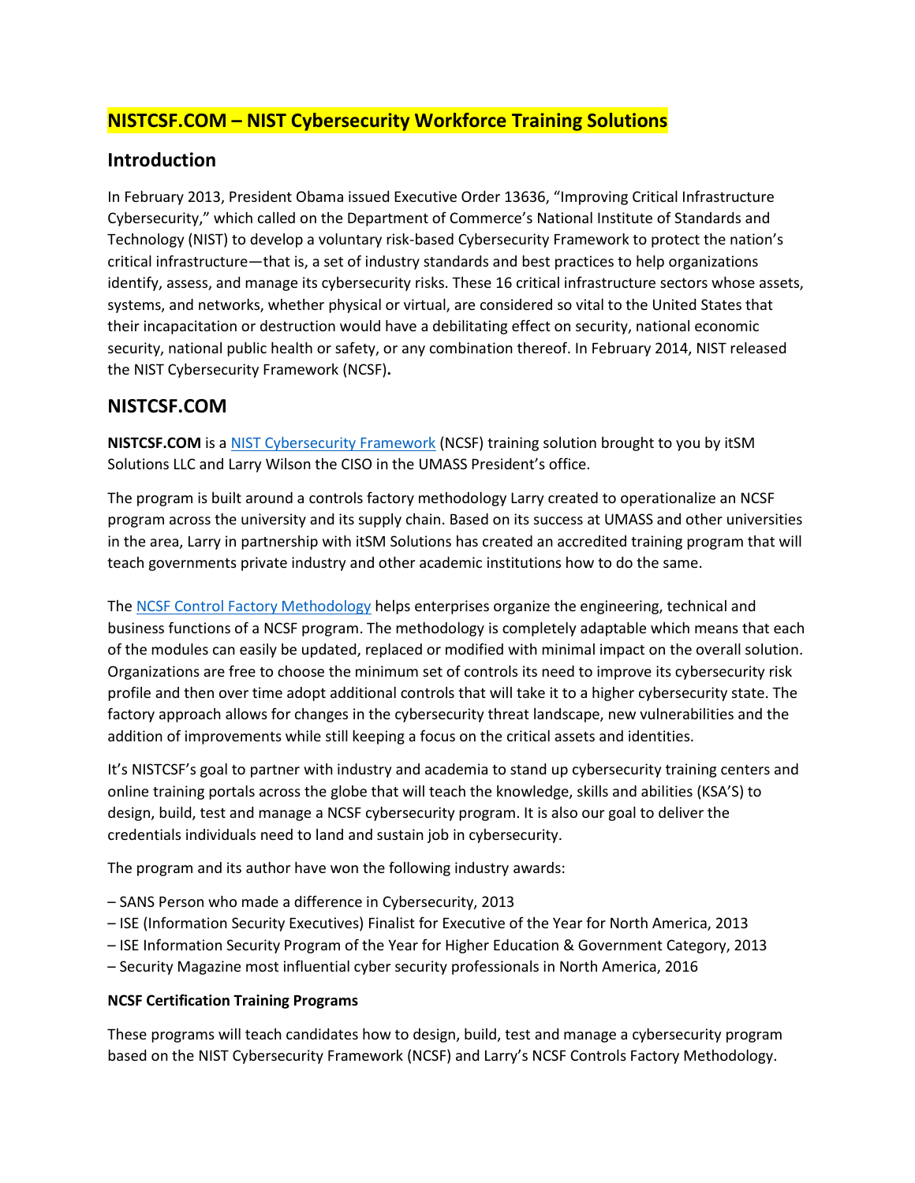## NISTCSF.COM – NIST Cybersecurity Workforce Training Solutions

## Introduction

In February 2013, President Obama issued Executive Order 13636, "Improving Critical Infrastructure Cybersecurity," which called on the Department of Commerce's National Institute of Standards and Technology (NIST) to develop a voluntary risk-based Cybersecurity Framework to protect the nation's critical infrastructure—that is, a set of industry standards and best practices to help organizations identify, assess, and manage its cybersecurity risks. These 16 critical infrastructure sectors whose assets, systems, and networks, whether physical or virtual, are considered so vital to the United States that their incapacitation or destruction would have a debilitating effect on security, national economic security, national public health or safety, or any combination thereof. In February 2014, NIST released the NIST Cybersecurity Framework (NCSF).

## NISTCSF.COM

**NISTCSF.COM** is a NIST Cybersecurity Framework (NCSF) training solution brought to you by itSM Solutions LLC and Larry Wilson the CISO in the UMASS President's office.

The program is built around a controls factory methodology Larry created to operationalize an NCSF program across the university and its supply chain. Based on its success at UMASS and other universities in the area, Larry in partnership with itSM Solutions has created an accredited training program that will teach governments private industry and other academic institutions how to do the same.

The NCSF Control Factory Methodology helps enterprises organize the engineering, technical and business functions of a NCSF program. The methodology is completely adaptable which means that each of the modules can easily be updated, replaced or modified with minimal impact on the overall solution. Organizations are free to choose the minimum set of controls its need to improve its cybersecurity risk profile and then over time adopt additional controls that will take it to a higher cybersecurity state. The factory approach allows for changes in the cybersecurity threat landscape, new vulnerabilities and the addition of improvements while still keeping a focus on the critical assets and identities.

It's NISTCSF's goal to partner with industry and academia to stand up cybersecurity training centers and online training portals across the globe that will teach the knowledge, skills and abilities (KSA'S) to design, build, test and manage a NCSF cybersecurity program. It is also our goal to deliver the credentials individuals need to land and sustain job in cybersecurity.

The program and its author have won the following industry awards:

– SANS Person who made a difference in Cybersecurity, 2013
– ISE (Information Security Executives) Finalist for Executive of the Year for North America, 2013
– ISE Information Security Program of the Year for Higher Education & Government Category, 2013
– Security Magazine most influential cyber security professionals in North America, 2016

**NCSF Certification Training Programs**

These programs will teach candidates how to design, build, test and manage a cybersecurity program based on the NIST Cybersecurity Framework (NCSF) and Larry's NCSF Controls Factory Methodology.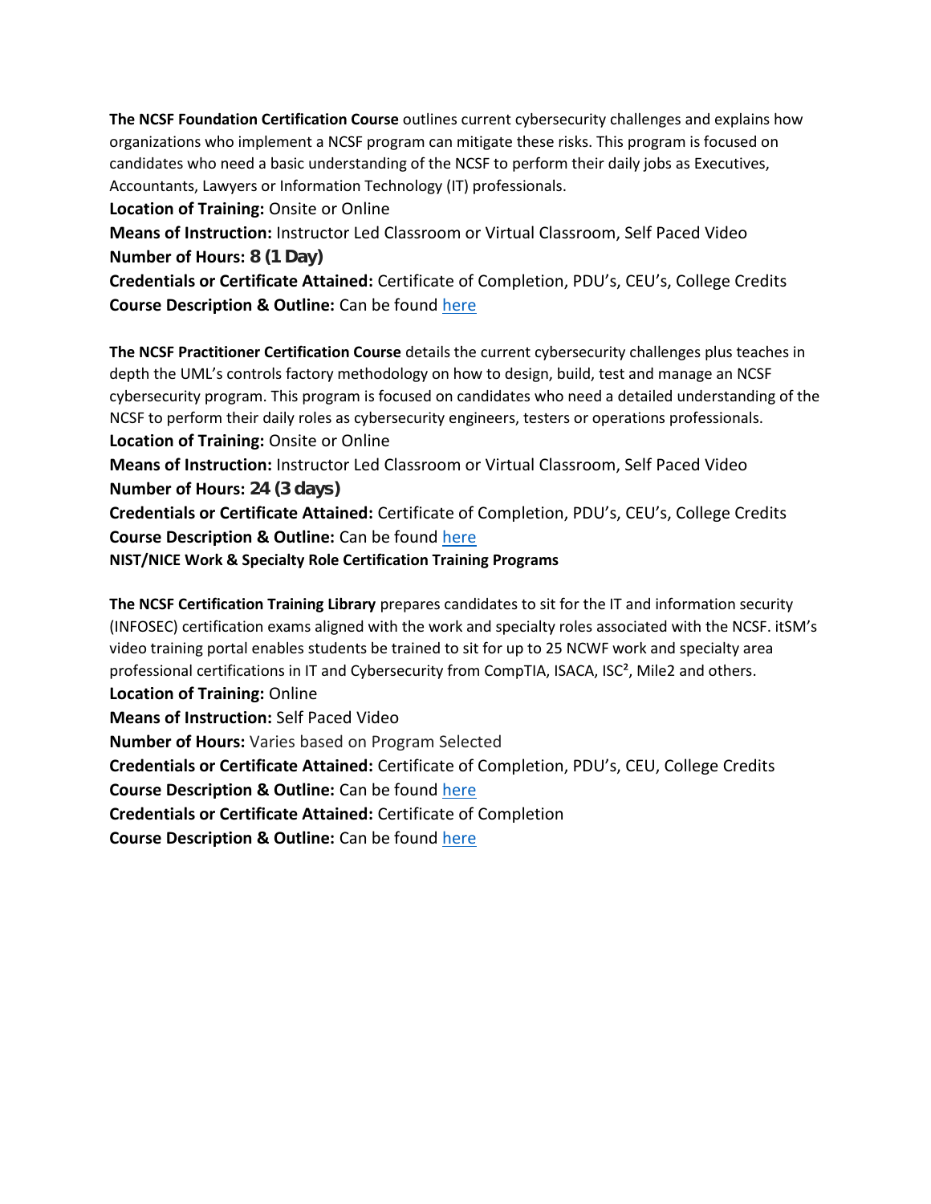**The NCSF Foundation Certification Course** outlines current cybersecurity challenges and explains how organizations who implement a NCSF program can mitigate these risks. This program is focused on candidates who need a basic understanding of the NCSF to perform their daily jobs as Executives, Accountants, Lawyers or Information Technology (IT) professionals.

**Location of Training:** Onsite or Online

**Means of Instruction:** Instructor Led Classroom or Virtual Classroom, Self Paced Video

**Number of Hours:** **8 (1 Day)**

**Credentials or Certificate Attained:** Certificate of Completion, PDU's, CEU's, College Credits

**Course Description & Outline:** Can be found here

**The NCSF Practitioner Certification Course** details the current cybersecurity challenges plus teaches in depth the UML's controls factory methodology on how to design, build, test and manage an NCSF cybersecurity program. This program is focused on candidates who need a detailed understanding of the NCSF to perform their daily roles as cybersecurity engineers, testers or operations professionals.

**Location of Training:** Onsite or Online

**Means of Instruction:** Instructor Led Classroom or Virtual Classroom, Self Paced Video

**Number of Hours:** **24 (3 days)**

**Credentials or Certificate Attained:** Certificate of Completion, PDU's, CEU's, College Credits

**Course Description & Outline:** Can be found here

**NIST/NICE Work & Specialty Role Certification Training Programs**

**The NCSF Certification Training Library** prepares candidates to sit for the IT and information security (INFOSEC) certification exams aligned with the work and specialty roles associated with the NCSF. itSM's video training portal enables students be trained to sit for up to 25 NCWF work and specialty area professional certifications in IT and Cybersecurity from CompTIA, ISACA, ISC², Mile2 and others.

**Location of Training:** Online

**Means of Instruction:** Self Paced Video

**Number of Hours:** Varies based on Program Selected

**Credentials or Certificate Attained:** Certificate of Completion, PDU's, CEU, College Credits

**Course Description & Outline:** Can be found here

**Credentials or Certificate Attained:** Certificate of Completion

**Course Description & Outline:** Can be found here